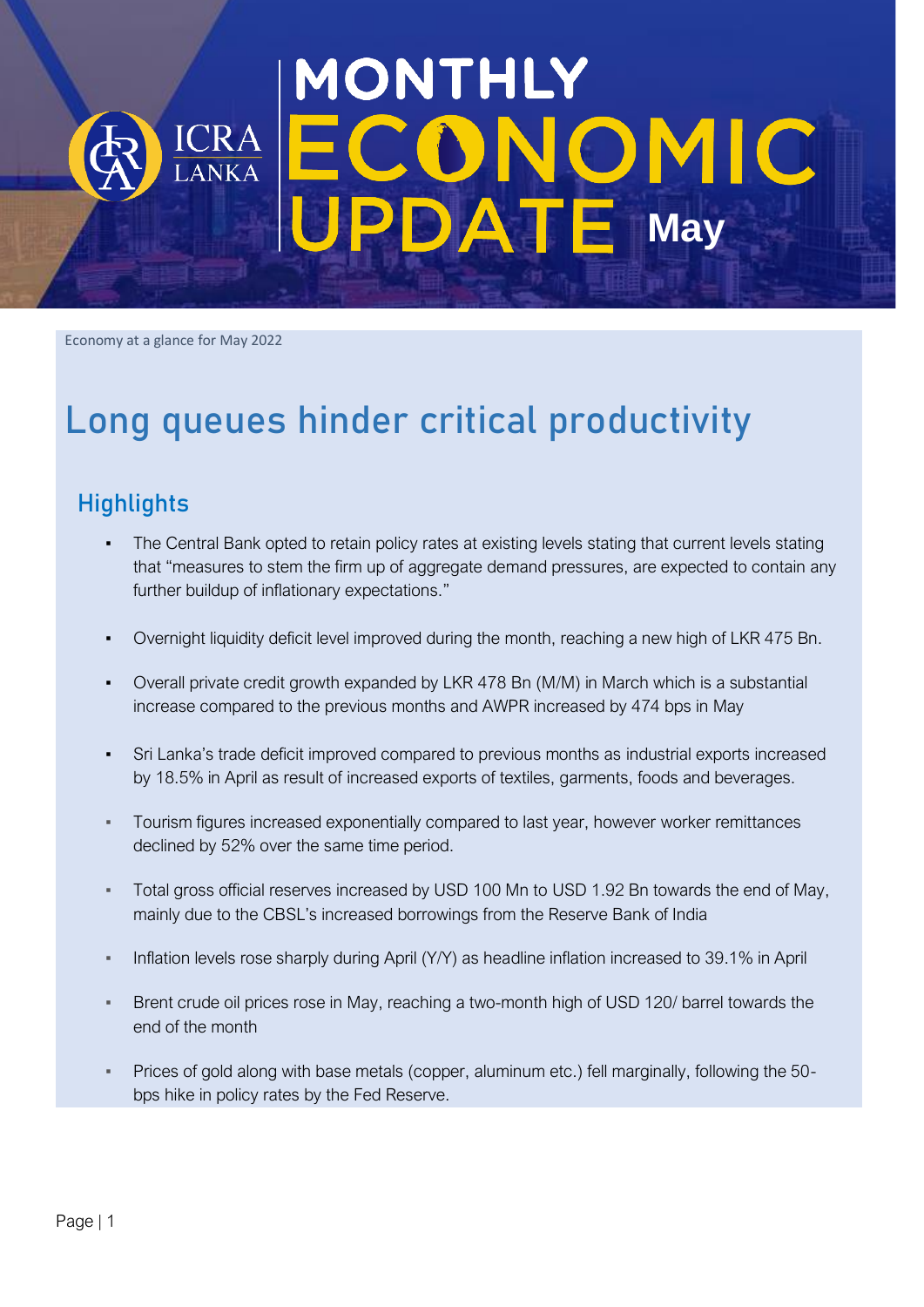# MONTHLY ECONOMIC UPDATE May

ICRA LANKA

Economy at a glance for May 2022

## Long queues hinder critical productivity

### Highlights

- The Central Bank opted to retain policy rates at existing levels stating that current levels stating that "measures to stem the firm up of aggregate demand pressures, are expected to contain any further buildup of inflationary expectations."
- Overnight liquidity deficit level improved during the month, reaching a new high of LKR 475 Bn.
- Overall private credit growth expanded by LKR 478 Bn (M/M) in March which is a substantial increase compared to the previous months and AWPR increased by 474 bps in May
- Sri Lanka's trade deficit improved compared to previous months as industrial exports increased by 18.5% in April as result of increased exports of textiles, garments, foods and beverages.
- Tourism figures increased exponentially compared to last year, however worker remittances declined by 52% over the same time period.
- Total gross official reserves increased by USD 100 Mn to USD 1.92 Bn towards the end of May, mainly due to the CBSL's increased borrowings from the Reserve Bank of India
- Inflation levels rose sharply during April (Y/Y) as headline inflation increased to 39.1% in April
- Brent crude oil prices rose in May, reaching a two-month high of USD 120/ barrel towards the end of the month
- Prices of gold along with base metals (copper, aluminum etc.) fell marginally, following the 50-bps hike in policy rates by the Fed Reserve.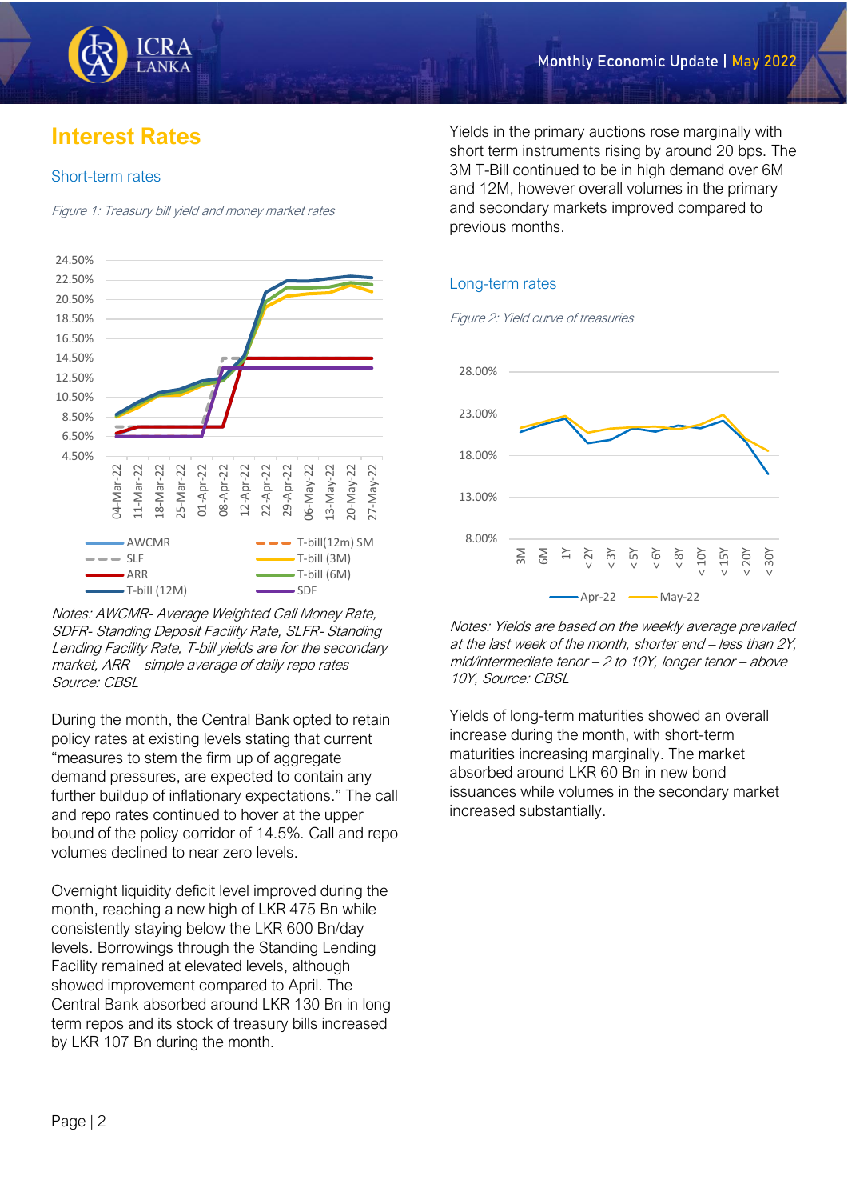## Interest Rates

### Short-term rates

*Figure 1: Treasury bill yield and money market rates*

*Notes: AWCMR- Average Weighted Call Money Rate, SDFR- Standing Deposit Facility Rate, SLFR- Standing Lending Facility Rate, T-bill yields are for the secondary market, ARR – simple average of daily repo rates*
*Source: CBSL*

During the month, the Central Bank opted to retain policy rates at existing levels stating that current "measures to stem the firm up of aggregate demand pressures, are expected to contain any further buildup of inflationary expectations." The call and repo rates continued to hover at the upper bound of the policy corridor of 14.5%. Call and repo volumes declined to near zero levels.

Overnight liquidity deficit level improved during the month, reaching a new high of LKR 475 Bn while consistently staying below the LKR 600 Bn/day levels. Borrowings through the Standing Lending Facility remained at elevated levels, although showed improvement compared to April. The Central Bank absorbed around LKR 130 Bn in long term repos and its stock of treasury bills increased by LKR 107 Bn during the month.

Yields in the primary auctions rose marginally with short term instruments rising by around 20 bps. The 3M T-Bill continued to be in high demand over 6M and 12M, however overall volumes in the primary and secondary markets improved compared to previous months.

### Long-term rates

*Figure 2: Yield curve of treasuries*

*Notes: Yields are based on the weekly average prevailed at the last week of the month, shorter end – less than 2Y, mid/intermediate tenor – 2 to 10Y, longer tenor – above 10Y, Source: CBSL*

Yields of long-term maturities showed an overall increase during the month, with short-term maturities increasing marginally. The market absorbed around LKR 60 Bn in new bond issuances while volumes in the secondary market increased substantially.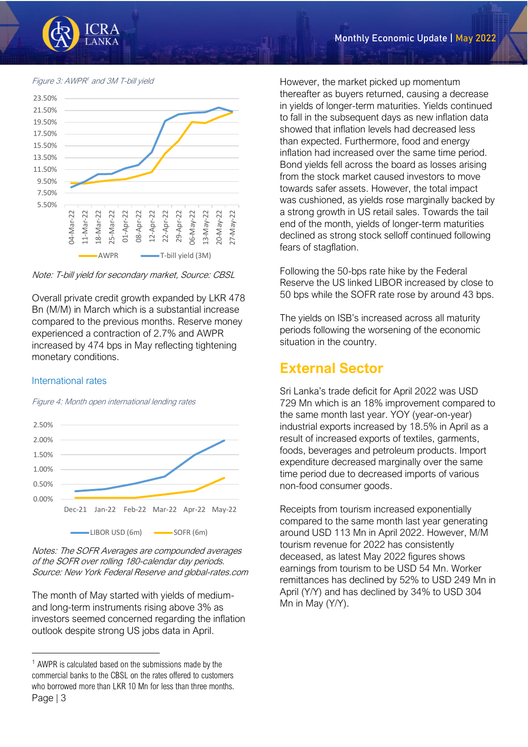*Figure 3: AWPR[1] and 3M T-bill yield*

*Note: T-bill yield for secondary market, Source: CBSL*

Overall private credit growth expanded by LKR 478 Bn (M/M) in March which is a substantial increase compared to the previous months. Reserve money experienced a contraction of 2.7% and AWPR increased by 474 bps in May reflecting tightening monetary conditions.

### International rates

*Figure 4: Month open international lending rates*

*Notes: The SOFR Averages are compounded averages of the SOFR over rolling 180-calendar day periods. Source: New York Federal Reserve and global-rates.com*

The month of May started with yields of medium- and long-term instruments rising above 3% as investors seemed concerned regarding the inflation outlook despite strong US jobs data in April.

However, the market picked up momentum thereafter as buyers returned, causing a decrease in yields of longer-term maturities. Yields continued to fall in the subsequent days as new inflation data showed that inflation levels had decreased less than expected. Furthermore, food and energy inflation had increased over the same time period. Bond yields fell across the board as losses arising from the stock market caused investors to move towards safer assets. However, the total impact was cushioned, as yields rose marginally backed by a strong growth in US retail sales. Towards the tail end of the month, yields of longer-term maturities declined as strong stock selloff continued following fears of stagflation.

Following the 50-bps rate hike by the Federal Reserve the US linked LIBOR increased by close to 50 bps while the SOFR rate rose by around 43 bps.

The yields on ISB's increased across all maturity periods following the worsening of the economic situation in the country.

## External Sector

Sri Lanka's trade deficit for April 2022 was USD 729 Mn which is an 18% improvement compared to the same month last year. YOY (year-on-year) industrial exports increased by 18.5% in April as a result of increased exports of textiles, garments, foods, beverages and petroleum products. Import expenditure decreased marginally over the same time period due to decreased imports of various non-food consumer goods.

Receipts from tourism increased exponentially compared to the same month last year generating around USD 113 Mn in April 2022. However, M/M tourism revenue for 2022 has consistently deceased, as latest May 2022 figures shows earnings from tourism to be USD 54 Mn. Worker remittances has declined by 52% to USD 249 Mn in April (Y/Y) and has declined by 34% to USD 304 Mn in May (Y/Y).

---

[1] AWPR is calculated based on the submissions made by the commercial banks to the CBSL on the rates offered to customers who borrowed more than LKR 10 Mn for less than three months.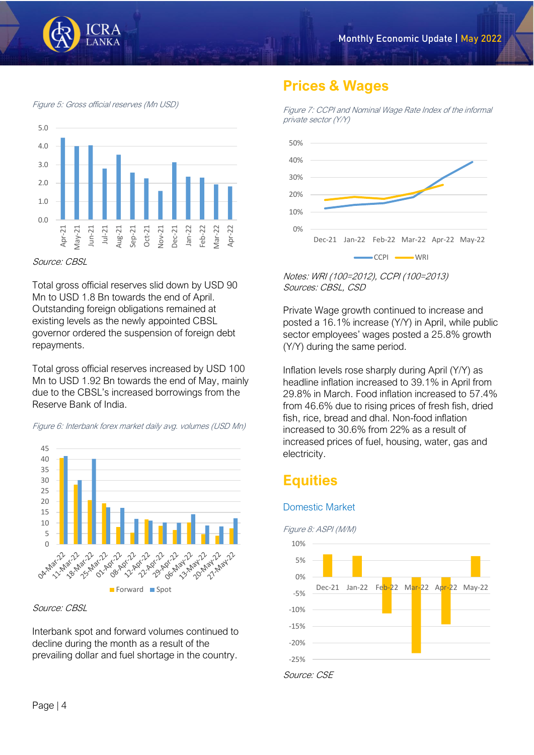*Figure 5: Gross official reserves (Mn USD)*

*Source: CBSL*

Total gross official reserves slid down by USD 90 Mn to USD 1.8 Bn towards the end of April. Outstanding foreign obligations remained at existing levels as the newly appointed CBSL governor ordered the suspension of foreign debt repayments.

Total gross official reserves increased by USD 100 Mn to USD 1.92 Bn towards the end of May, mainly due to the CBSL's increased borrowings from the Reserve Bank of India.

*Figure 6: Interbank forex market daily avg. volumes (USD Mn)*

*Source: CBSL*

Interbank spot and forward volumes continued to decline during the month as a result of the prevailing dollar and fuel shortage in the country.

## Prices & Wages

*Figure 7: CCPI and Nominal Wage Rate Index of the informal private sector (Y/Y)*

*Notes: WRI (100=2012), CCPI (100=2013)*
*Sources: CBSL, CSD*

Private Wage growth continued to increase and posted a 16.1% increase (Y/Y) in April, while public sector employees' wages posted a 25.8% growth (Y/Y) during the same period.

Inflation levels rose sharply during April (Y/Y) as headline inflation increased to 39.1% in April from 29.8% in March. Food inflation increased to 57.4% from 46.6% due to rising prices of fresh fish, dried fish, rice, bread and dhal. Non-food inflation increased to 30.6% from 22% as a result of increased prices of fuel, housing, water, gas and electricity.

## Equities

### Domestic Market

*Figure 8: ASPI (M/M)*

*Source: CSE*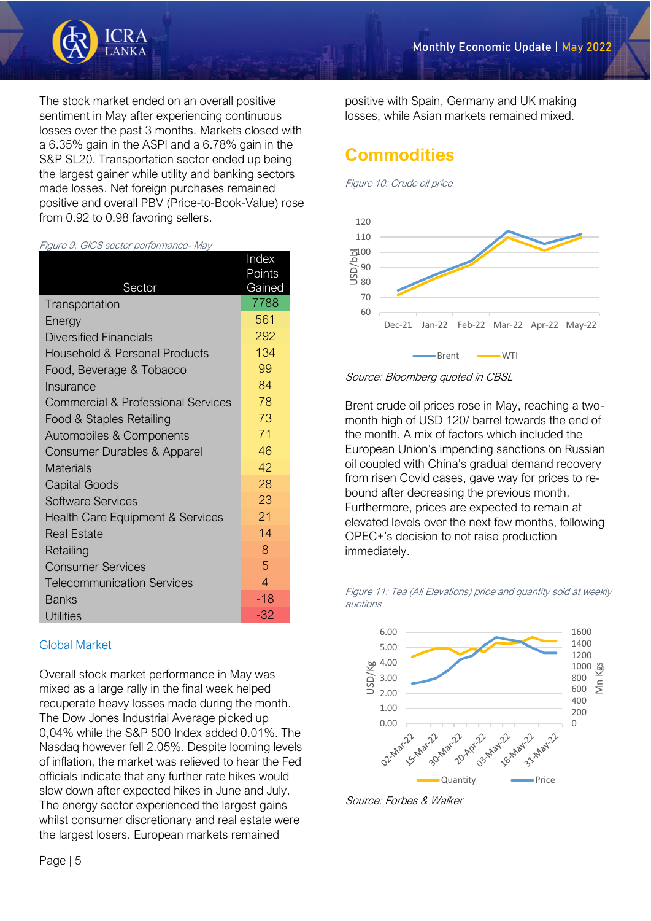The stock market ended on an overall positive sentiment in May after experiencing continuous losses over the past 3 months. Markets closed with a 6.35% gain in the ASPI and a 6.78% gain in the S&P SL20. Transportation sector ended up being the largest gainer while utility and banking sectors made losses. Net foreign purchases remained positive and overall PBV (Price-to-Book-Value) rose from 0.92 to 0.98 favoring sellers.

*Figure 9: GICS sector performance- May*

| Sector | Index Points Gained |
|---|---|
| Transportation | 7788 |
| Energy | 561 |
| Diversified Financials | 292 |
| Household & Personal Products | 134 |
| Food, Beverage & Tobacco | 99 |
| Insurance | 84 |
| Commercial & Professional Services | 78 |
| Food & Staples Retailing | 73 |
| Automobiles & Components | 71 |
| Consumer Durables & Apparel | 46 |
| Materials | 42 |
| Capital Goods | 28 |
| Software Services | 23 |
| Health Care Equipment & Services | 21 |
| Real Estate | 14 |
| Retailing | 8 |
| Consumer Services | 5 |
| Telecommunication Services | 4 |
| Banks | -18 |
| Utilities | -32 |

## Global Market

Overall stock market performance in May was mixed as a large rally in the final week helped recuperate heavy losses made during the month. The Dow Jones Industrial Average picked up 0,04% while the S&P 500 Index added 0.01%. The Nasdaq however fell 2.05%. Despite looming levels of inflation, the market was relieved to hear the Fed officials indicate that any further rate hikes would slow down after expected hikes in June and July. The energy sector experienced the largest gains whilst consumer discretionary and real estate were the largest losers. European markets remained positive with Spain, Germany and UK making losses, while Asian markets remained mixed.

# Commodities

*Figure 10: Crude oil price*

*Source: Bloomberg quoted in CBSL*

Brent crude oil prices rose in May, reaching a two-month high of USD 120/ barrel towards the end of the month. A mix of factors which included the European Union's impending sanctions on Russian oil coupled with China's gradual demand recovery from risen Covid cases, gave way for prices to re-bound after decreasing the previous month. Furthermore, prices are expected to remain at elevated levels over the next few months, following OPEC+'s decision to not raise production immediately.

*Figure 11: Tea (All Elevations) price and quantity sold at weekly auctions*

*Source: Forbes & Walker*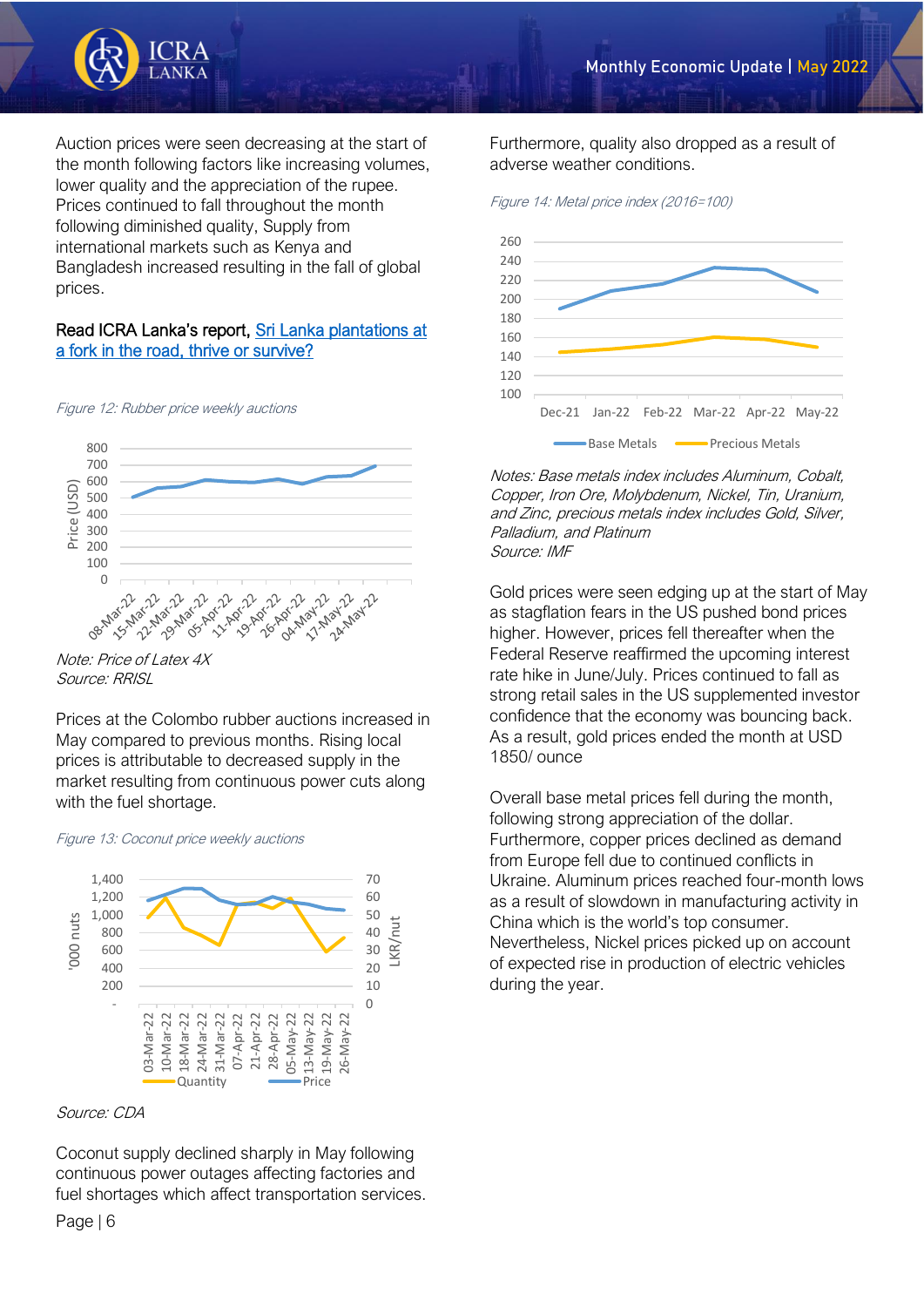Auction prices were seen decreasing at the start of the month following factors like increasing volumes, lower quality and the appreciation of the rupee. Prices continued to fall throughout the month following diminished quality, Supply from international markets such as Kenya and Bangladesh increased resulting in the fall of global prices.

Read ICRA Lanka's report, [Sri Lanka plantations at a fork in the road, thrive or survive?]

*Figure 12: Rubber price weekly auctions*

*Note: Price of Latex 4X*
*Source: RRISL*

Prices at the Colombo rubber auctions increased in May compared to previous months. Rising local prices is attributable to decreased supply in the market resulting from continuous power cuts along with the fuel shortage.

*Figure 13: Coconut price weekly auctions*

*Source: CDA*

Coconut supply declined sharply in May following continuous power outages affecting factories and fuel shortages which affect transportation services. Furthermore, quality also dropped as a result of adverse weather conditions.

*Figure 14: Metal price index (2016=100)*

*Notes: Base metals index includes Aluminum, Cobalt, Copper, Iron Ore, Molybdenum, Nickel, Tin, Uranium, and Zinc, precious metals index includes Gold, Silver, Palladium, and Platinum*
*Source: IMF*

Gold prices were seen edging up at the start of May as stagflation fears in the US pushed bond prices higher. However, prices fell thereafter when the Federal Reserve reaffirmed the upcoming interest rate hike in June/July. Prices continued to fall as strong retail sales in the US supplemented investor confidence that the economy was bouncing back. As a result, gold prices ended the month at USD 1850/ ounce

Overall base metal prices fell during the month, following strong appreciation of the dollar. Furthermore, copper prices declined as demand from Europe fell due to continued conflicts in Ukraine. Aluminum prices reached four-month lows as a result of slowdown in manufacturing activity in China which is the world's top consumer. Nevertheless, Nickel prices picked up on account of expected rise in production of electric vehicles during the year.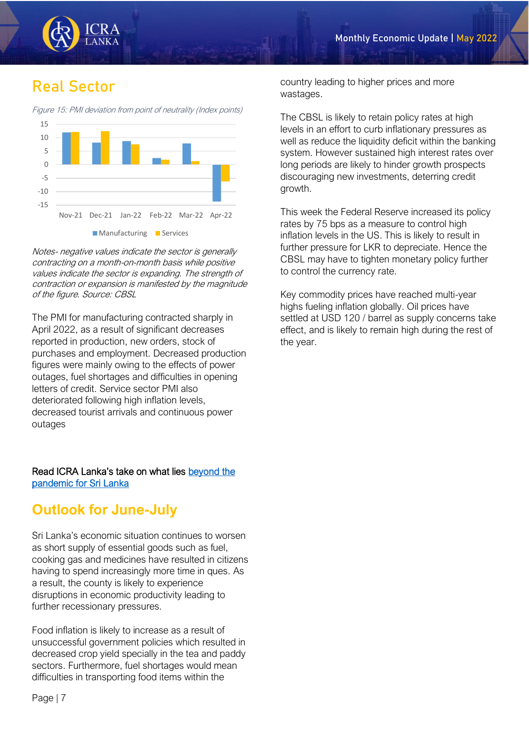## Real Sector

*Figure 15: PMI deviation from point of neutrality (Index points)*

*Notes- negative values indicate the sector is generally contracting on a month-on-month basis while positive values indicate the sector is expanding. The strength of contraction or expansion is manifested by the magnitude of the figure. Source: CBSL*

The PMI for manufacturing contracted sharply in April 2022, as a result of significant decreases reported in production, new orders, stock of purchases and employment. Decreased production figures were mainly owing to the effects of power outages, fuel shortages and difficulties in opening letters of credit. Service sector PMI also deteriorated following high inflation levels, decreased tourist arrivals and continuous power outages

Read ICRA Lanka's take on what lies [beyond the pandemic for Sri Lanka]

## Outlook for June-July

Sri Lanka's economic situation continues to worsen as short supply of essential goods such as fuel, cooking gas and medicines have resulted in citizens having to spend increasingly more time in ques. As a result, the county is likely to experience disruptions in economic productivity leading to further recessionary pressures.

Food inflation is likely to increase as a result of unsuccessful government policies which resulted in decreased crop yield specially in the tea and paddy sectors. Furthermore, fuel shortages would mean difficulties in transporting food items within the country leading to higher prices and more wastages.

The CBSL is likely to retain policy rates at high levels in an effort to curb inflationary pressures as well as reduce the liquidity deficit within the banking system. However sustained high interest rates over long periods are likely to hinder growth prospects discouraging new investments, deterring credit growth.

This week the Federal Reserve increased its policy rates by 75 bps as a measure to control high inflation levels in the US. This is likely to result in further pressure for LKR to depreciate. Hence the CBSL may have to tighten monetary policy further to control the currency rate.

Key commodity prices have reached multi-year highs fueling inflation globally. Oil prices have settled at USD 120 / barrel as supply concerns take effect, and is likely to remain high during the rest of the year.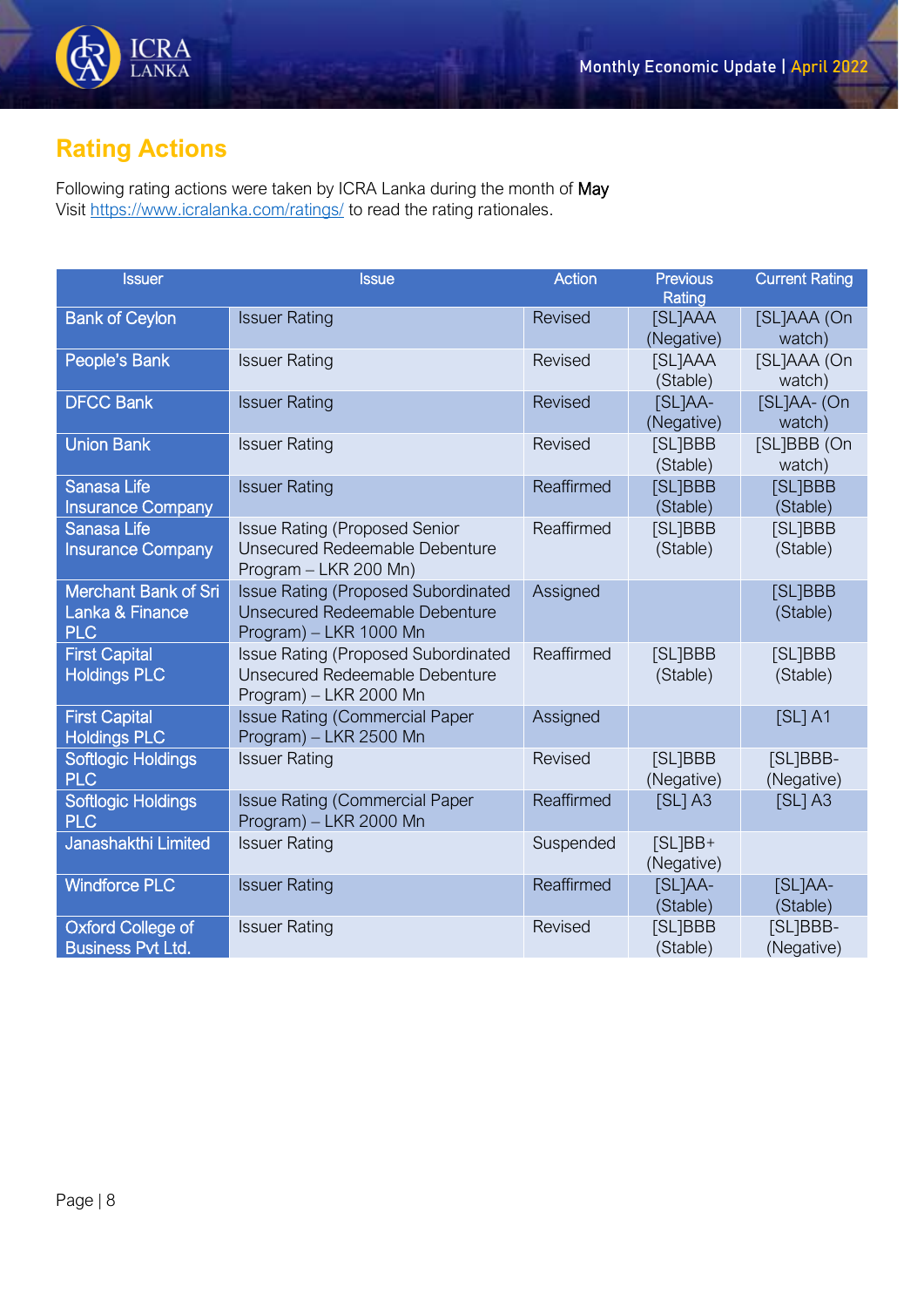# Rating Actions

Following rating actions were taken by ICRA Lanka during the month of May
Visit https://www.icralanka.com/ratings/ to read the rating rationales.

| Issuer | Issue | Action | Previous Rating | Current Rating |
|---|---|---|---|---|
| Bank of Ceylon | Issuer Rating | Revised | [SL]AAA (Negative) | [SL]AAA (On watch) |
| People's Bank | Issuer Rating | Revised | [SL]AAA (Stable) | [SL]AAA (On watch) |
| DFCC Bank | Issuer Rating | Revised | [SL]AA- (Negative) | [SL]AA- (On watch) |
| Union Bank | Issuer Rating | Revised | [SL]BBB (Stable) | [SL]BBB (On watch) |
| Sanasa Life Insurance Company | Issuer Rating | Reaffirmed | [SL]BBB (Stable) | [SL]BBB (Stable) |
| Sanasa Life Insurance Company | Issue Rating (Proposed Senior Unsecured Redeemable Debenture Program – LKR 200 Mn) | Reaffirmed | [SL]BBB (Stable) | [SL]BBB (Stable) |
| Merchant Bank of Sri Lanka & Finance PLC | Issue Rating (Proposed Subordinated Unsecured Redeemable Debenture Program) – LKR 1000 Mn | Assigned | | [SL]BBB (Stable) |
| First Capital Holdings PLC | Issue Rating (Proposed Subordinated Unsecured Redeemable Debenture Program) – LKR 2000 Mn | Reaffirmed | [SL]BBB (Stable) | [SL]BBB (Stable) |
| First Capital Holdings PLC | Issue Rating (Commercial Paper Program) – LKR 2500 Mn | Assigned | | [SL] A1 |
| Softlogic Holdings PLC | Issuer Rating | Revised | [SL]BBB (Negative) | [SL]BBB- (Negative) |
| Softlogic Holdings PLC | Issue Rating (Commercial Paper Program) – LKR 2000 Mn | Reaffirmed | [SL] A3 | [SL] A3 |
| Janashakthi Limited | Issuer Rating | Suspended | [SL]BB+ (Negative) | |
| Windforce PLC | Issuer Rating | Reaffirmed | [SL]AA- (Stable) | [SL]AA- (Stable) |
| Oxford College of Business Pvt Ltd. | Issuer Rating | Revised | [SL]BBB (Stable) | [SL]BBB- (Negative) |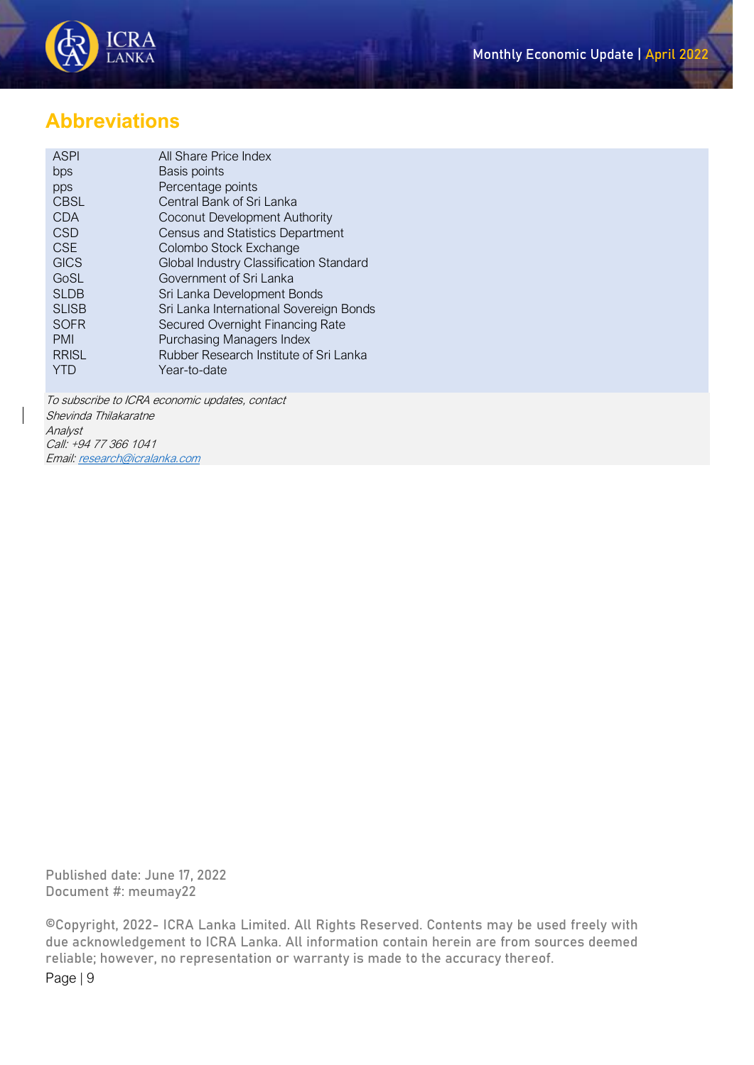## Abbreviations

| | |
|---|---|
| ASPI | All Share Price Index |
| bps | Basis points |
| pps | Percentage points |
| CBSL | Central Bank of Sri Lanka |
| CDA | Coconut Development Authority |
| CSD | Census and Statistics Department |
| CSE | Colombo Stock Exchange |
| GICS | Global Industry Classification Standard |
| GoSL | Government of Sri Lanka |
| SLDB | Sri Lanka Development Bonds |
| SLISB | Sri Lanka International Sovereign Bonds |
| SOFR | Secured Overnight Financing Rate |
| PMI | Purchasing Managers Index |
| RRISL | Rubber Research Institute of Sri Lanka |
| YTD | Year-to-date |

*To subscribe to ICRA economic updates, contact*
*Shevinda Thilakaratne*
*Analyst*
*Call: +94 77 366 1041*
*Email: research@icralanka.com*

Published date: June 17, 2022
Document #: meumay22

©Copyright, 2022- ICRA Lanka Limited. All Rights Reserved. Contents may be used freely with due acknowledgement to ICRA Lanka. All information contain herein are from sources deemed reliable; however, no representation or warranty is made to the accuracy thereof.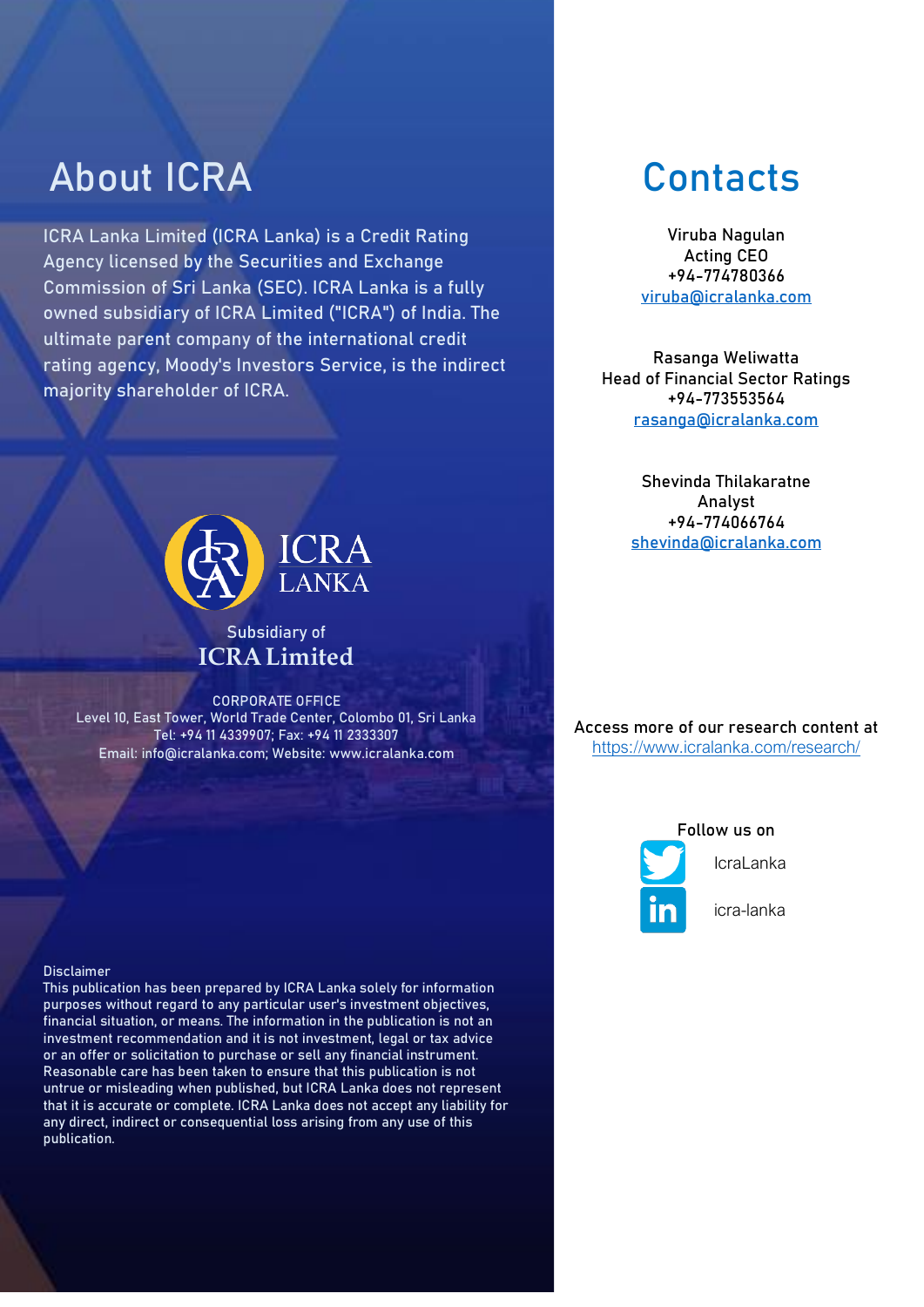## About ICRA

ICRA Lanka Limited (ICRA Lanka) is a Credit Rating Agency licensed by the Securities and Exchange Commission of Sri Lanka (SEC). ICRA Lanka is a fully owned subsidiary of ICRA Limited ("ICRA") of India. The ultimate parent company of the international credit rating agency, Moody's Investors Service, is the indirect majority shareholder of ICRA.

ICRA LANKA

Subsidiary of

**ICRA Limited**

CORPORATE OFFICE
Level 10, East Tower, World Trade Center, Colombo 01, Sri Lanka
Tel: +94 11 4339907; Fax: +94 11 2333307
Email: info@icralanka.com; Website: www.icralanka.com

Disclaimer
This publication has been prepared by ICRA Lanka solely for information purposes without regard to any particular user's investment objectives, financial situation, or means. The information in the publication is not an investment recommendation and it is not investment, legal or tax advice or an offer or solicitation to purchase or sell any financial instrument. Reasonable care has been taken to ensure that this publication is not untrue or misleading when published, but ICRA Lanka does not represent that it is accurate or complete. ICRA Lanka does not accept any liability for any direct, indirect or consequential loss arising from any use of this publication.

## Contacts

Viruba Nagulan
Acting CEO
+94-774780366
viruba@icralanka.com

Rasanga Weliwatta
Head of Financial Sector Ratings
+94-773553564
rasanga@icralanka.com

Shevinda Thilakaratne
Analyst
+94-774066764
shevinda@icralanka.com

Access more of our research content at
https://www.icralanka.com/research/

Follow us on

IcraLanka

icra-lanka